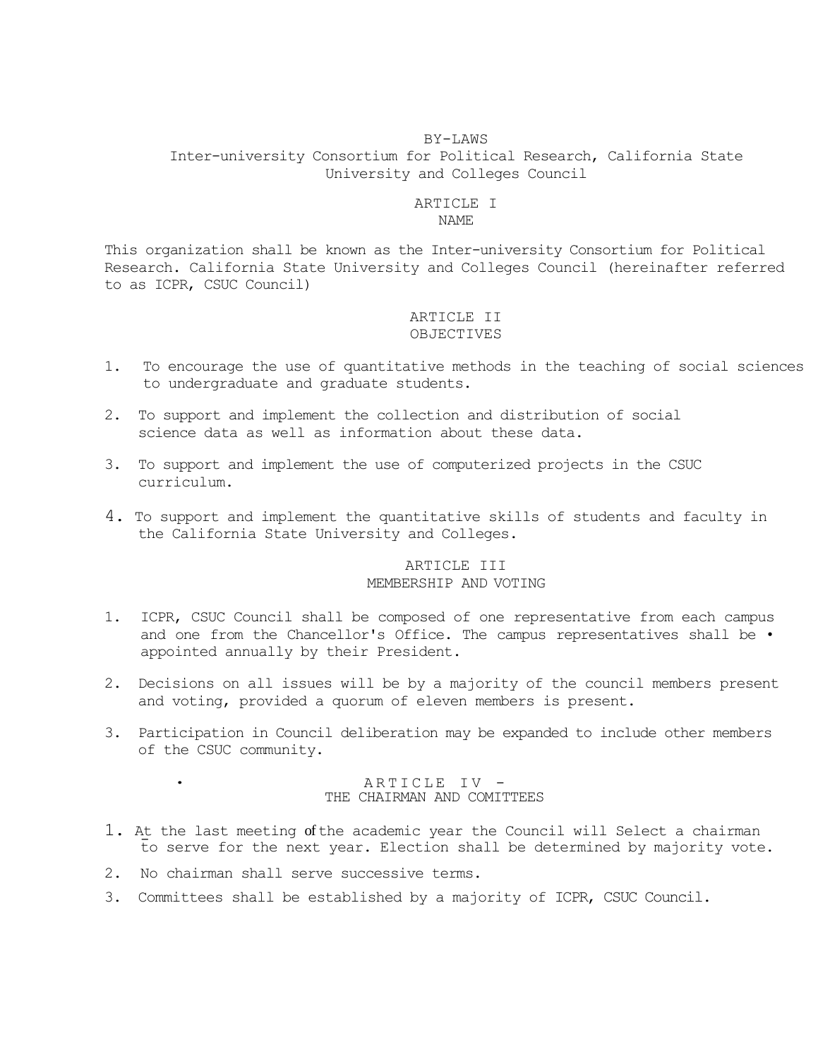# BY-LAWS

## Inter-university Consortium for Political Research, California State University and Colleges Council

### ARTICLE I
### NAME

This organization shall be known as the Inter-university Consortium for Political Research. California State University and Colleges Council (hereinafter referred to as ICPR, CSUC Council)

### ARTICLE II
### OBJECTIVES

1. To encourage the use of quantitative methods in the teaching of social sciences to undergraduate and graduate students.
2. To support and implement the collection and distribution of social science data as well as information about these data.
3. To support and implement the use of computerized projects in the CSUC curriculum.
4. To support and implement the quantitative skills of students and faculty in the California State University and Colleges.

### ARTICLE III
### MEMBERSHIP AND VOTING

1. ICPR, CSUC Council shall be composed of one representative from each campus and one from the Chancellor's Office. The campus representatives shall be • appointed annually by their President.
2. Decisions on all issues will be by a majority of the council members present and voting, provided a quorum of eleven members is present.
3. Participation in Council deliberation may be expanded to include other members of the CSUC community.

### ARTICLE IV -
### THE CHAIRMAN AND COMITTEES

1. At the last meeting of the academic year the Council will Select a chairman to serve for the next year. Election shall be determined by majority vote.
2. No chairman shall serve successive terms.
3. Committees shall be established by a majority of ICPR, CSUC Council.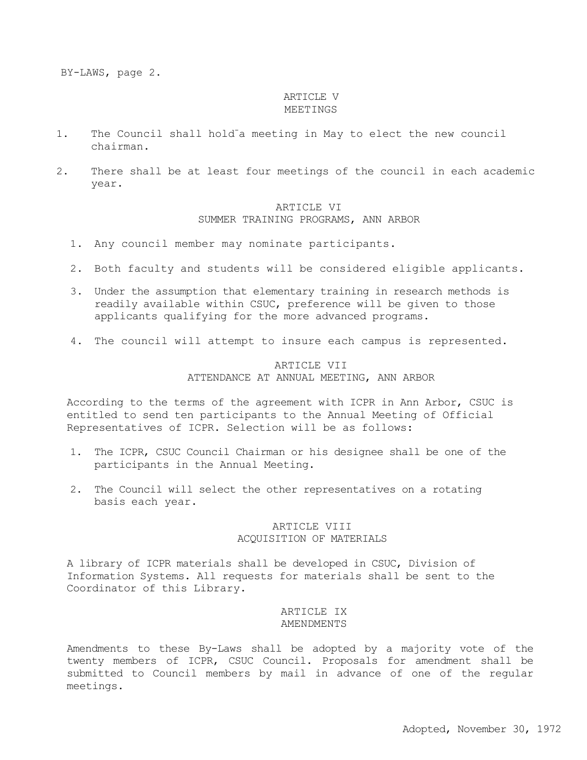BY-LAWS, page 2.

## ARTICLE V
## MEETINGS

1. The Council shall hold a meeting in May to elect the new council chairman.

2. There shall be at least four meetings of the council in each academic year.

## ARTICLE VI
## SUMMER TRAINING PROGRAMS, ANN ARBOR

1. Any council member may nominate participants.

2. Both faculty and students will be considered eligible applicants.

3. Under the assumption that elementary training in research methods is readily available within CSUC, preference will be given to those applicants qualifying for the more advanced programs.

4. The council will attempt to insure each campus is represented.

## ARTICLE VII
## ATTENDANCE AT ANNUAL MEETING, ANN ARBOR

According to the terms of the agreement with ICPR in Ann Arbor, CSUC is entitled to send ten participants to the Annual Meeting of Official Representatives of ICPR. Selection will be as follows:

1. The ICPR, CSUC Council Chairman or his designee shall be one of the participants in the Annual Meeting.

2. The Council will select the other representatives on a rotating basis each year.

## ARTICLE VIII
## ACQUISITION OF MATERIALS

A library of ICPR materials shall be developed in CSUC, Division of Information Systems. All requests for materials shall be sent to the Coordinator of this Library.

## ARTICLE IX
## AMENDMENTS

Amendments to these By-Laws shall be adopted by a majority vote of the twenty members of ICPR, CSUC Council. Proposals for amendment shall be submitted to Council members by mail in advance of one of the regular meetings.

Adopted, November 30, 1972